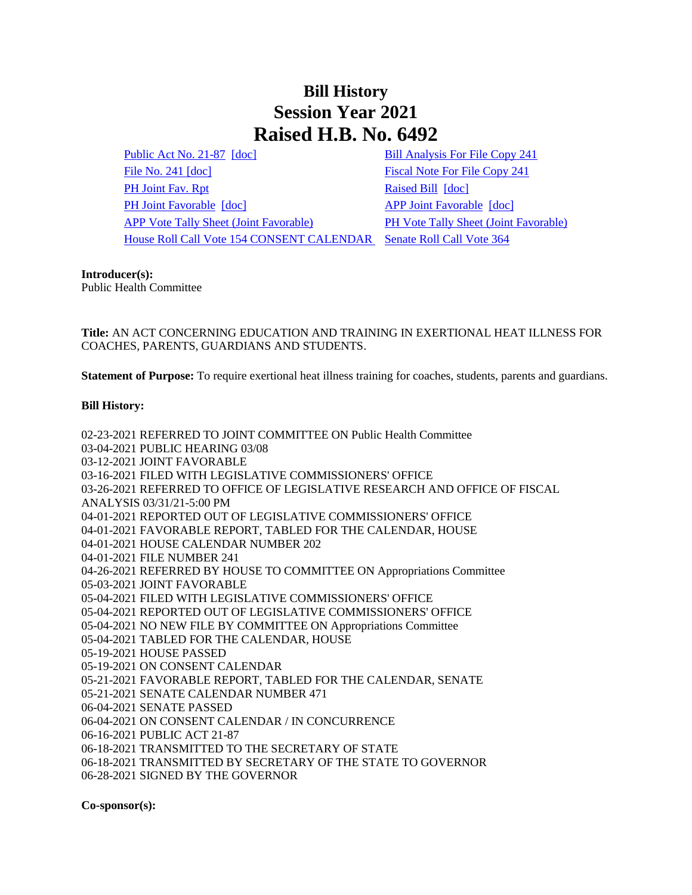# Bill History
# Session Year 2021
# Raised H.B. No. 6492

| | |
|---|---|
| Public Act No. 21-87 [doc] | Bill Analysis For File Copy 241 |
| File No. 241 [doc] | Fiscal Note For File Copy 241 |
| PH Joint Fav. Rpt | Raised Bill [doc] |
| PH Joint Favorable [doc] | APP Joint Favorable [doc] |
| APP Vote Tally Sheet (Joint Favorable) | PH Vote Tally Sheet (Joint Favorable) |
| House Roll Call Vote 154 CONSENT CALENDAR | Senate Roll Call Vote 364 |

**Introducer(s):**
Public Health Committee

**Title:** AN ACT CONCERNING EDUCATION AND TRAINING IN EXERTIONAL HEAT ILLNESS FOR COACHES, PARENTS, GUARDIANS AND STUDENTS.

**Statement of Purpose:** To require exertional heat illness training for coaches, students, parents and guardians.

**Bill History:**

02-23-2021 REFERRED TO JOINT COMMITTEE ON Public Health Committee
03-04-2021 PUBLIC HEARING 03/08
03-12-2021 JOINT FAVORABLE
03-16-2021 FILED WITH LEGISLATIVE COMMISSIONERS' OFFICE
03-26-2021 REFERRED TO OFFICE OF LEGISLATIVE RESEARCH AND OFFICE OF FISCAL ANALYSIS 03/31/21-5:00 PM
04-01-2021 REPORTED OUT OF LEGISLATIVE COMMISSIONERS' OFFICE
04-01-2021 FAVORABLE REPORT, TABLED FOR THE CALENDAR, HOUSE
04-01-2021 HOUSE CALENDAR NUMBER 202
04-01-2021 FILE NUMBER 241
04-26-2021 REFERRED BY HOUSE TO COMMITTEE ON Appropriations Committee
05-03-2021 JOINT FAVORABLE
05-04-2021 FILED WITH LEGISLATIVE COMMISSIONERS' OFFICE
05-04-2021 REPORTED OUT OF LEGISLATIVE COMMISSIONERS' OFFICE
05-04-2021 NO NEW FILE BY COMMITTEE ON Appropriations Committee
05-04-2021 TABLED FOR THE CALENDAR, HOUSE
05-19-2021 HOUSE PASSED
05-19-2021 ON CONSENT CALENDAR
05-21-2021 FAVORABLE REPORT, TABLED FOR THE CALENDAR, SENATE
05-21-2021 SENATE CALENDAR NUMBER 471
06-04-2021 SENATE PASSED
06-04-2021 ON CONSENT CALENDAR / IN CONCURRENCE
06-16-2021 PUBLIC ACT 21-87
06-18-2021 TRANSMITTED TO THE SECRETARY OF STATE
06-18-2021 TRANSMITTED BY SECRETARY OF THE STATE TO GOVERNOR
06-28-2021 SIGNED BY THE GOVERNOR

**Co-sponsor(s):**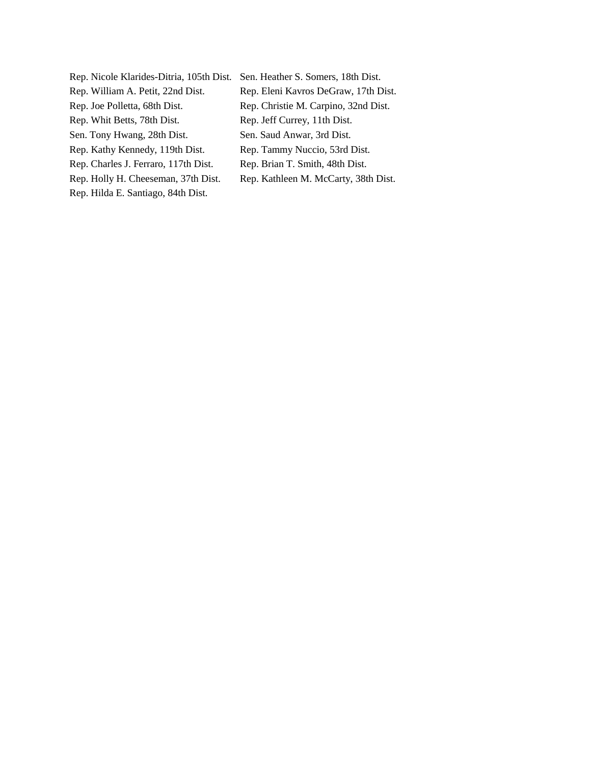Rep. Nicole Klarides-Ditria, 105th Dist.
Rep. William A. Petit, 22nd Dist.
Rep. Joe Polletta, 68th Dist.
Rep. Whit Betts, 78th Dist.
Sen. Tony Hwang, 28th Dist.
Rep. Kathy Kennedy, 119th Dist.
Rep. Charles J. Ferraro, 117th Dist.
Rep. Holly H. Cheeseman, 37th Dist.
Rep. Hilda E. Santiago, 84th Dist.
Sen. Heather S. Somers, 18th Dist.
Rep. Eleni Kavros DeGraw, 17th Dist.
Rep. Christie M. Carpino, 32nd Dist.
Rep. Jeff Currey, 11th Dist.
Sen. Saud Anwar, 3rd Dist.
Rep. Tammy Nuccio, 53rd Dist.
Rep. Brian T. Smith, 48th Dist.
Rep. Kathleen M. McCarty, 38th Dist.